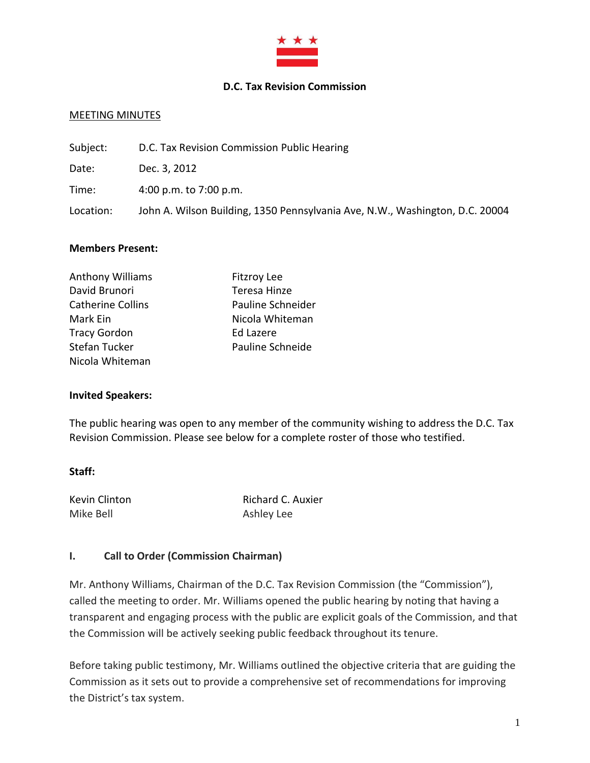**D.C. Tax Revision Commission**

MEETING MINUTES

Subject: D.C. Tax Revision Commission Public Hearing

Date: Dec. 3, 2012

Time: 4:00 p.m. to 7:00 p.m.

Location: John A. Wilson Building, 1350 Pennsylvania Ave, N.W., Washington, D.C. 20004

**Members Present:**

| | |
|---|---|
| Anthony Williams | Fitzroy Lee |
| David Brunori | Teresa Hinze |
| Catherine Collins | Pauline Schneider |
| Mark Ein | Nicola Whiteman |
| Tracy Gordon | Ed Lazere |
| Stefan Tucker | Pauline Schneide |
| Nicola Whiteman | |

**Invited Speakers:**

The public hearing was open to any member of the community wishing to address the D.C. Tax Revision Commission. Please see below for a complete roster of those who testified.

**Staff:**

| | |
|---|---|
| Kevin Clinton | Richard C. Auxier |
| Mike Bell | Ashley Lee |

## I. Call to Order (Commission Chairman)

Mr. Anthony Williams, Chairman of the D.C. Tax Revision Commission (the "Commission"), called the meeting to order. Mr. Williams opened the public hearing by noting that having a transparent and engaging process with the public are explicit goals of the Commission, and that the Commission will be actively seeking public feedback throughout its tenure.

Before taking public testimony, Mr. Williams outlined the objective criteria that are guiding the Commission as it sets out to provide a comprehensive set of recommendations for improving the District's tax system.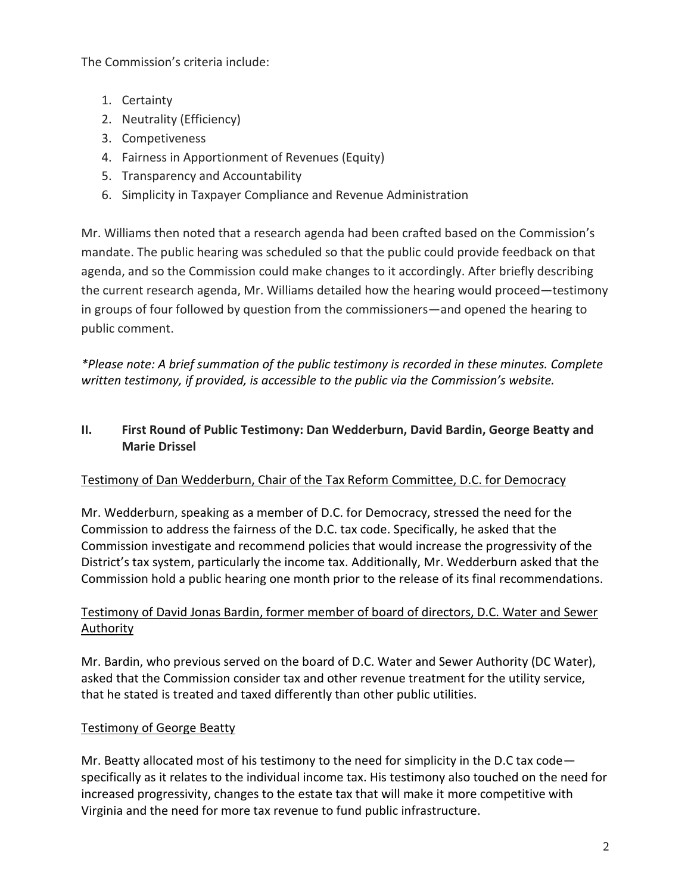The Commission's criteria include:

1. Certainty
2. Neutrality (Efficiency)
3. Competiveness
4. Fairness in Apportionment of Revenues (Equity)
5. Transparency and Accountability
6. Simplicity in Taxpayer Compliance and Revenue Administration

Mr. Williams then noted that a research agenda had been crafted based on the Commission's mandate. The public hearing was scheduled so that the public could provide feedback on that agenda, and so the Commission could make changes to it accordingly. After briefly describing the current research agenda, Mr. Williams detailed how the hearing would proceed—testimony in groups of four followed by question from the commissioners—and opened the hearing to public comment.

*\*Please note: A brief summation of the public testimony is recorded in these minutes. Complete written testimony, if provided, is accessible to the public via the Commission's website.*

## II. First Round of Public Testimony: Dan Wedderburn, David Bardin, George Beatty and Marie Drissel

<u>Testimony of Dan Wedderburn, Chair of the Tax Reform Committee, D.C. for Democracy</u>

Mr. Wedderburn, speaking as a member of D.C. for Democracy, stressed the need for the Commission to address the fairness of the D.C. tax code. Specifically, he asked that the Commission investigate and recommend policies that would increase the progressivity of the District's tax system, particularly the income tax. Additionally, Mr. Wedderburn asked that the Commission hold a public hearing one month prior to the release of its final recommendations.

<u>Testimony of David Jonas Bardin, former member of board of directors, D.C. Water and Sewer Authority</u>

Mr. Bardin, who previous served on the board of D.C. Water and Sewer Authority (DC Water), asked that the Commission consider tax and other revenue treatment for the utility service, that he stated is treated and taxed differently than other public utilities.

<u>Testimony of George Beatty</u>

Mr. Beatty allocated most of his testimony to the need for simplicity in the D.C tax code—specifically as it relates to the individual income tax. His testimony also touched on the need for increased progressivity, changes to the estate tax that will make it more competitive with Virginia and the need for more tax revenue to fund public infrastructure.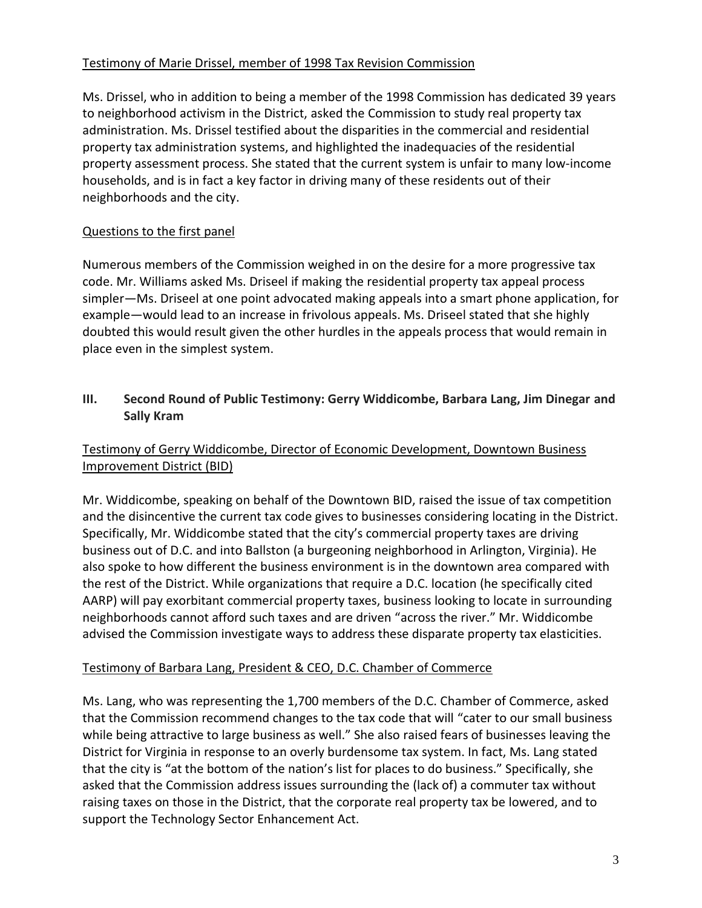Testimony of Marie Drissel, member of 1998 Tax Revision Commission

Ms. Drissel, who in addition to being a member of the 1998 Commission has dedicated 39 years to neighborhood activism in the District, asked the Commission to study real property tax administration. Ms. Drissel testified about the disparities in the commercial and residential property tax administration systems, and highlighted the inadequacies of the residential property assessment process. She stated that the current system is unfair to many low-income households, and is in fact a key factor in driving many of these residents out of their neighborhoods and the city.

Questions to the first panel

Numerous members of the Commission weighed in on the desire for a more progressive tax code. Mr. Williams asked Ms. Driseel if making the residential property tax appeal process simpler—Ms. Driseel at one point advocated making appeals into a smart phone application, for example—would lead to an increase in frivolous appeals. Ms. Driseel stated that she highly doubted this would result given the other hurdles in the appeals process that would remain in place even in the simplest system.

## III. Second Round of Public Testimony: Gerry Widdicombe, Barbara Lang, Jim Dinegar and Sally Kram

Testimony of Gerry Widdicombe, Director of Economic Development, Downtown Business Improvement District (BID)

Mr. Widdicombe, speaking on behalf of the Downtown BID, raised the issue of tax competition and the disincentive the current tax code gives to businesses considering locating in the District. Specifically, Mr. Widdicombe stated that the city's commercial property taxes are driving business out of D.C. and into Ballston (a burgeoning neighborhood in Arlington, Virginia). He also spoke to how different the business environment is in the downtown area compared with the rest of the District. While organizations that require a D.C. location (he specifically cited AARP) will pay exorbitant commercial property taxes, business looking to locate in surrounding neighborhoods cannot afford such taxes and are driven "across the river." Mr. Widdicombe advised the Commission investigate ways to address these disparate property tax elasticities.

Testimony of Barbara Lang, President & CEO, D.C. Chamber of Commerce

Ms. Lang, who was representing the 1,700 members of the D.C. Chamber of Commerce, asked that the Commission recommend changes to the tax code that will "cater to our small business while being attractive to large business as well." She also raised fears of businesses leaving the District for Virginia in response to an overly burdensome tax system. In fact, Ms. Lang stated that the city is "at the bottom of the nation's list for places to do business." Specifically, she asked that the Commission address issues surrounding the (lack of) a commuter tax without raising taxes on those in the District, that the corporate real property tax be lowered, and to support the Technology Sector Enhancement Act.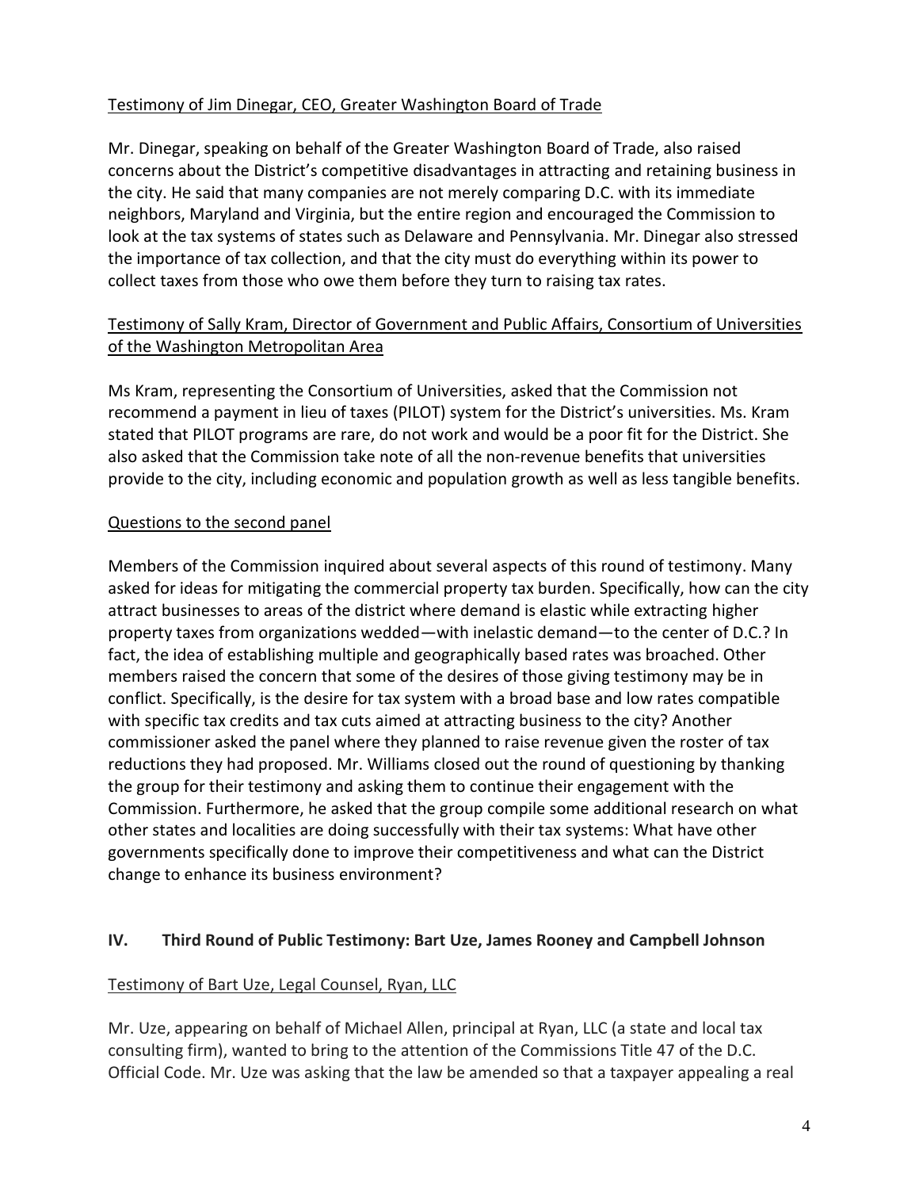Testimony of Jim Dinegar, CEO, Greater Washington Board of Trade

Mr. Dinegar, speaking on behalf of the Greater Washington Board of Trade, also raised concerns about the District's competitive disadvantages in attracting and retaining business in the city. He said that many companies are not merely comparing D.C. with its immediate neighbors, Maryland and Virginia, but the entire region and encouraged the Commission to look at the tax systems of states such as Delaware and Pennsylvania. Mr. Dinegar also stressed the importance of tax collection, and that the city must do everything within its power to collect taxes from those who owe them before they turn to raising tax rates.

Testimony of Sally Kram, Director of Government and Public Affairs, Consortium of Universities of the Washington Metropolitan Area

Ms Kram, representing the Consortium of Universities, asked that the Commission not recommend a payment in lieu of taxes (PILOT) system for the District's universities. Ms. Kram stated that PILOT programs are rare, do not work and would be a poor fit for the District. She also asked that the Commission take note of all the non-revenue benefits that universities provide to the city, including economic and population growth as well as less tangible benefits.

Questions to the second panel

Members of the Commission inquired about several aspects of this round of testimony. Many asked for ideas for mitigating the commercial property tax burden. Specifically, how can the city attract businesses to areas of the district where demand is elastic while extracting higher property taxes from organizations wedded—with inelastic demand—to the center of D.C.? In fact, the idea of establishing multiple and geographically based rates was broached. Other members raised the concern that some of the desires of those giving testimony may be in conflict. Specifically, is the desire for tax system with a broad base and low rates compatible with specific tax credits and tax cuts aimed at attracting business to the city? Another commissioner asked the panel where they planned to raise revenue given the roster of tax reductions they had proposed. Mr. Williams closed out the round of questioning by thanking the group for their testimony and asking them to continue their engagement with the Commission. Furthermore, he asked that the group compile some additional research on what other states and localities are doing successfully with their tax systems: What have other governments specifically done to improve their competitiveness and what can the District change to enhance its business environment?

## IV. Third Round of Public Testimony: Bart Uze, James Rooney and Campbell Johnson

Testimony of Bart Uze, Legal Counsel, Ryan, LLC

Mr. Uze, appearing on behalf of Michael Allen, principal at Ryan, LLC (a state and local tax consulting firm), wanted to bring to the attention of the Commissions Title 47 of the D.C. Official Code. Mr. Uze was asking that the law be amended so that a taxpayer appealing a real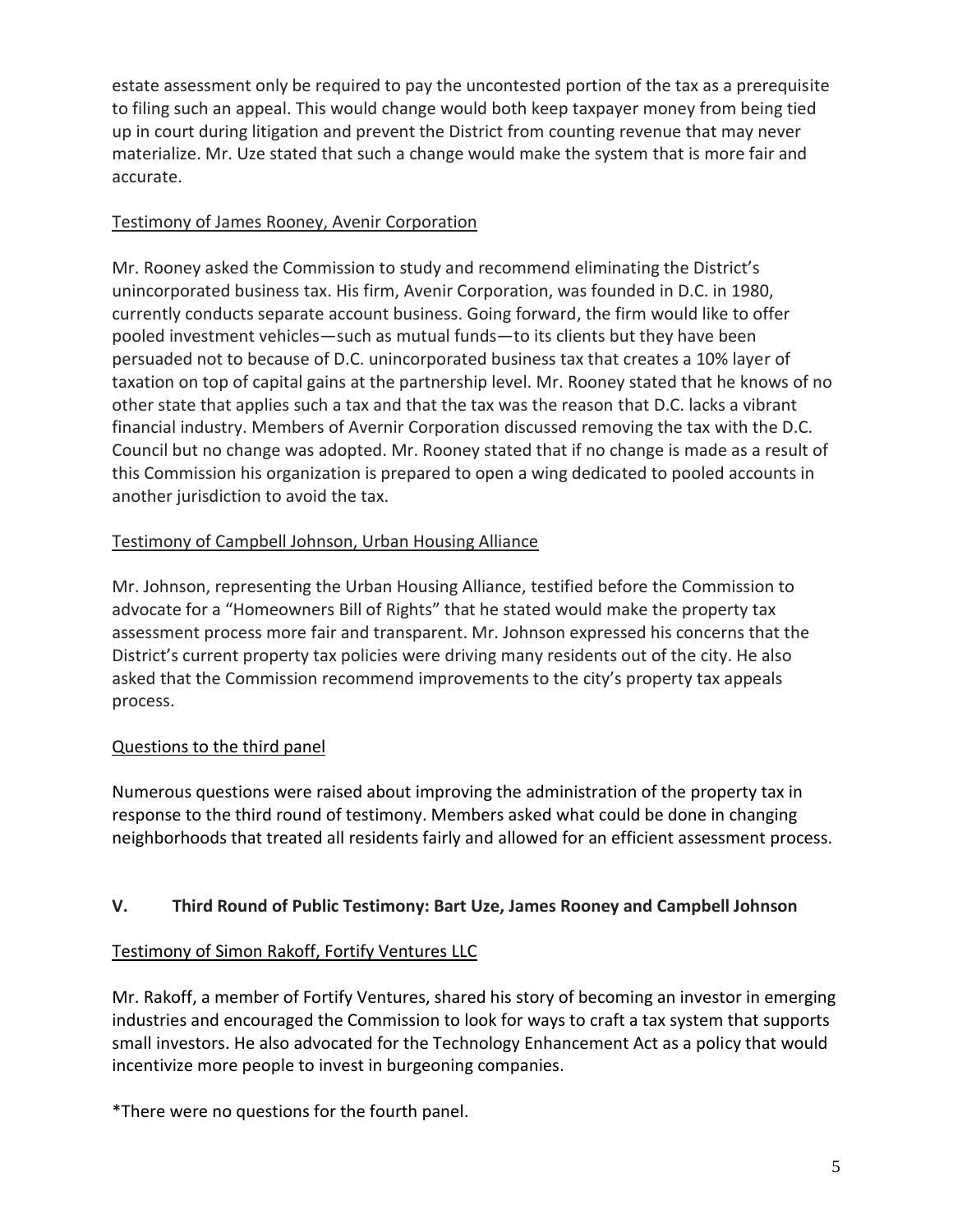estate assessment only be required to pay the uncontested portion of the tax as a prerequisite to filing such an appeal. This would change would both keep taxpayer money from being tied up in court during litigation and prevent the District from counting revenue that may never materialize. Mr. Uze stated that such a change would make the system that is more fair and accurate.

Testimony of James Rooney, Avenir Corporation

Mr. Rooney asked the Commission to study and recommend eliminating the District's unincorporated business tax. His firm, Avenir Corporation, was founded in D.C. in 1980, currently conducts separate account business. Going forward, the firm would like to offer pooled investment vehicles—such as mutual funds—to its clients but they have been persuaded not to because of D.C. unincorporated business tax that creates a 10% layer of taxation on top of capital gains at the partnership level. Mr. Rooney stated that he knows of no other state that applies such a tax and that the tax was the reason that D.C. lacks a vibrant financial industry. Members of Avernir Corporation discussed removing the tax with the D.C. Council but no change was adopted. Mr. Rooney stated that if no change is made as a result of this Commission his organization is prepared to open a wing dedicated to pooled accounts in another jurisdiction to avoid the tax.

Testimony of Campbell Johnson, Urban Housing Alliance

Mr. Johnson, representing the Urban Housing Alliance, testified before the Commission to advocate for a "Homeowners Bill of Rights" that he stated would make the property tax assessment process more fair and transparent. Mr. Johnson expressed his concerns that the District's current property tax policies were driving many residents out of the city. He also asked that the Commission recommend improvements to the city's property tax appeals process.

Questions to the third panel

Numerous questions were raised about improving the administration of the property tax in response to the third round of testimony. Members asked what could be done in changing neighborhoods that treated all residents fairly and allowed for an efficient assessment process.

## V. Third Round of Public Testimony: Bart Uze, James Rooney and Campbell Johnson

Testimony of Simon Rakoff, Fortify Ventures LLC

Mr. Rakoff, a member of Fortify Ventures, shared his story of becoming an investor in emerging industries and encouraged the Commission to look for ways to craft a tax system that supports small investors. He also advocated for the Technology Enhancement Act as a policy that would incentivize more people to invest in burgeoning companies.

*There were no questions for the fourth panel.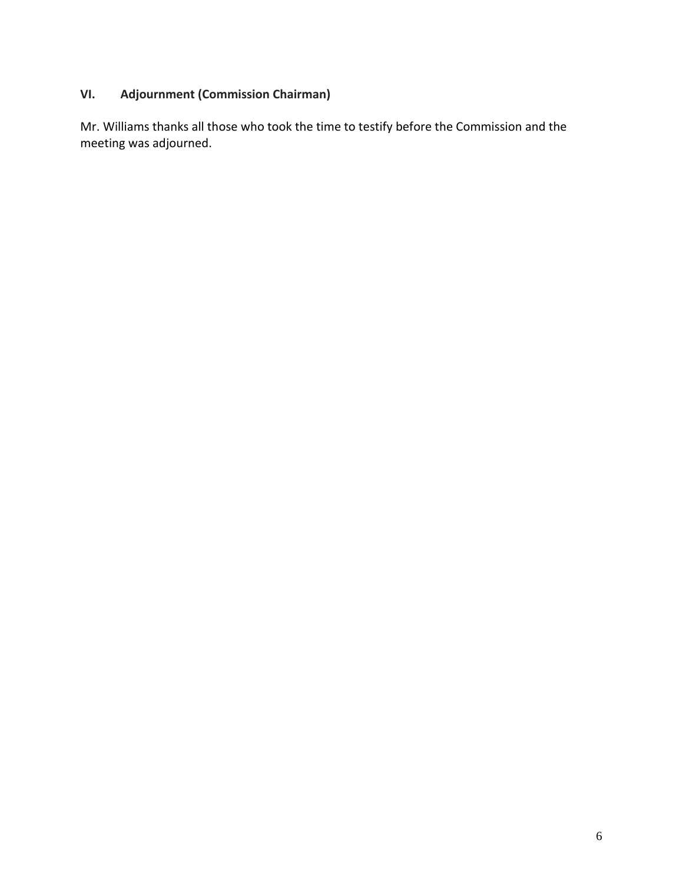## VI. Adjournment (Commission Chairman)

Mr. Williams thanks all those who took the time to testify before the Commission and the meeting was adjourned.